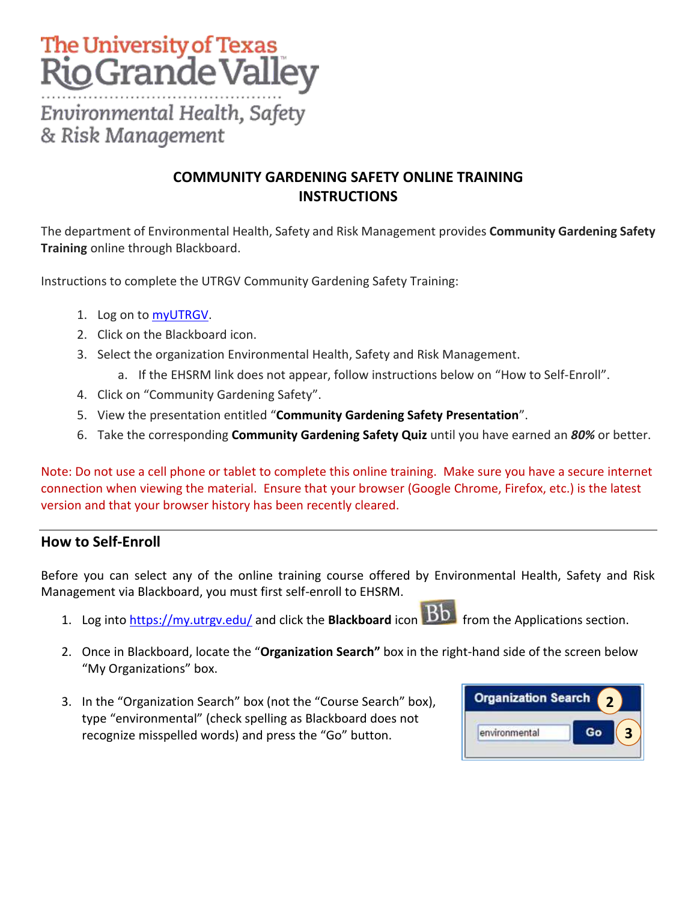The University of Texas
Rio Grande Valley
Environmental Health, Safety
& Risk Management

# COMMUNITY GARDENING SAFETY ONLINE TRAINING INSTRUCTIONS

The department of Environmental Health, Safety and Risk Management provides **Community Gardening Safety Training** online through Blackboard.

Instructions to complete the UTRGV Community Gardening Safety Training:

1. Log on to myUTRGV.
2. Click on the Blackboard icon.
3. Select the organization Environmental Health, Safety and Risk Management.
   a. If the EHSRM link does not appear, follow instructions below on "How to Self-Enroll".
4. Click on "Community Gardening Safety".
5. View the presentation entitled "**Community Gardening Safety Presentation**".
6. Take the corresponding **Community Gardening Safety Quiz** until you have earned an ***80%*** or better.

Note: Do not use a cell phone or tablet to complete this online training. Make sure you have a secure internet connection when viewing the material. Ensure that your browser (Google Chrome, Firefox, etc.) is the latest version and that your browser history has been recently cleared.

---

## How to Self-Enroll

Before you can select any of the online training course offered by Environmental Health, Safety and Risk Management via Blackboard, you must first self-enroll to EHSRM.

1. Log into https://my.utrgv.edu/ and click the **Blackboard** icon from the Applications section.
2. Once in Blackboard, locate the "**Organization Search"** box in the right-hand side of the screen below "My Organizations" box.
3. In the "Organization Search" box (not the "Course Search" box), type "environmental" (check spelling as Blackboard does not recognize misspelled words) and press the "Go" button.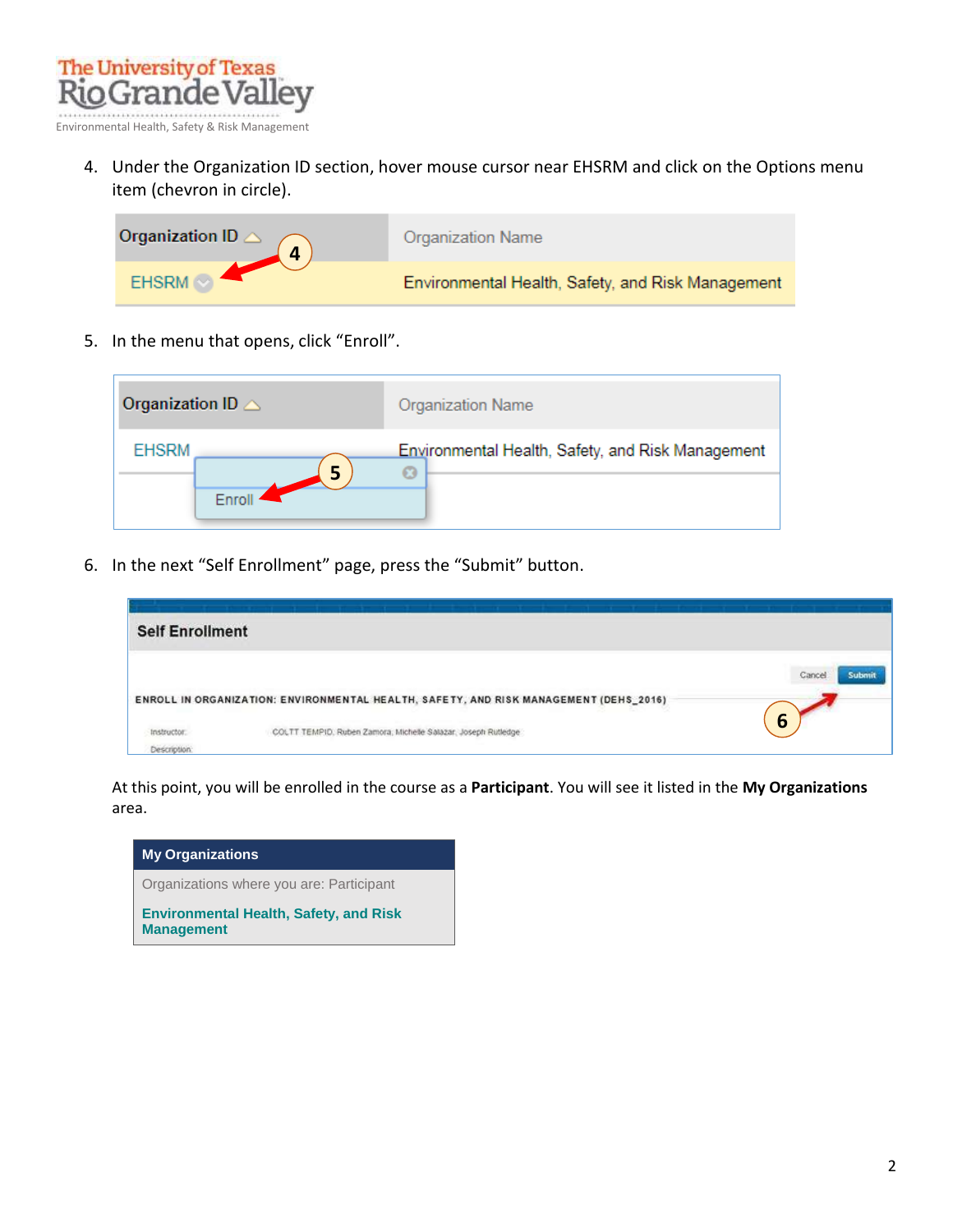4. Under the Organization ID section, hover mouse cursor near EHSRM and click on the Options menu item (chevron in circle).

| Organization ID | Organization Name |
| --- | --- |
| EHSRM | Environmental Health, Safety, and Risk Management |

5. In the menu that opens, click "Enroll".

| Organization ID | Organization Name |
| --- | --- |
| EHSRM | Environmental Health, Safety, and Risk Management |

Enroll

6. In the next "Self Enrollment" page, press the "Submit" button.

**Self Enrollment**

Cancel Submit

ENROLL IN ORGANIZATION: ENVIRONMENTAL HEALTH, SAFETY, AND RISK MANAGEMENT (DEHS_2016)

Instructor: COLTT TEMPID, Ruben Zamora, Michelle Salazar, Joseph Rutledge

Description:

At this point, you will be enrolled in the course as a **Participant**. You will see it listed in the **My Organizations** area.

**My Organizations**

Organizations where you are: Participant

**Environmental Health, Safety, and Risk Management**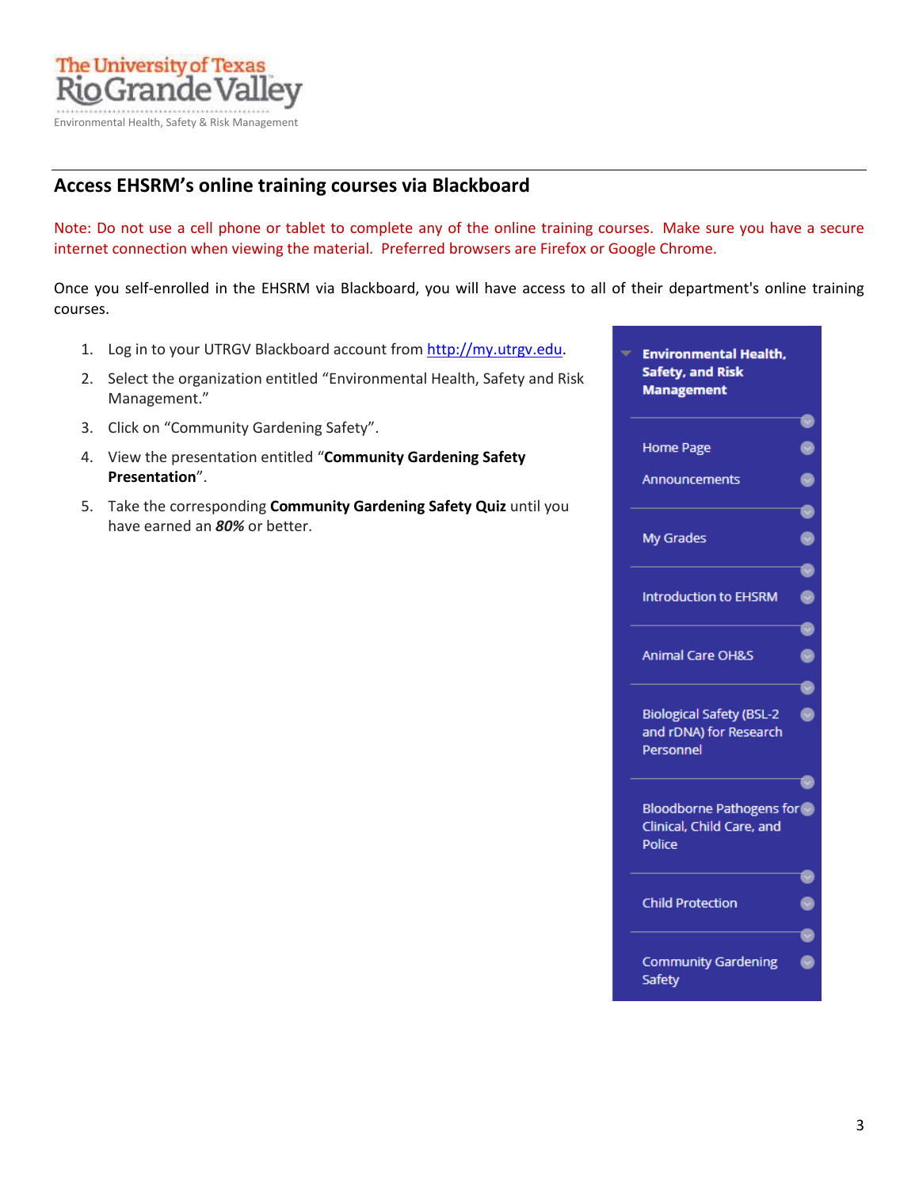The University of Texas Rio Grande Valley
Environmental Health, Safety & Risk Management

## Access EHSRM's online training courses via Blackboard

Note: Do not use a cell phone or tablet to complete any of the online training courses. Make sure you have a secure internet connection when viewing the material. Preferred browsers are Firefox or Google Chrome.

Once you self-enrolled in the EHSRM via Blackboard, you will have access to all of their department's online training courses.

1. Log in to your UTRGV Blackboard account from http://my.utrgv.edu.
2. Select the organization entitled "Environmental Health, Safety and Risk Management."
3. Click on "Community Gardening Safety".
4. View the presentation entitled "**Community Gardening Safety Presentation**".
5. Take the corresponding **Community Gardening Safety Quiz** until you have earned an ***80%*** or better.

**Environmental Health, Safety, and Risk Management**

Home Page
Announcements
My Grades
Introduction to EHSRM
Animal Care OH&S
Biological Safety (BSL-2 and rDNA) for Research Personnel
Bloodborne Pathogens for Clinical, Child Care, and Police
Child Protection
Community Gardening Safety